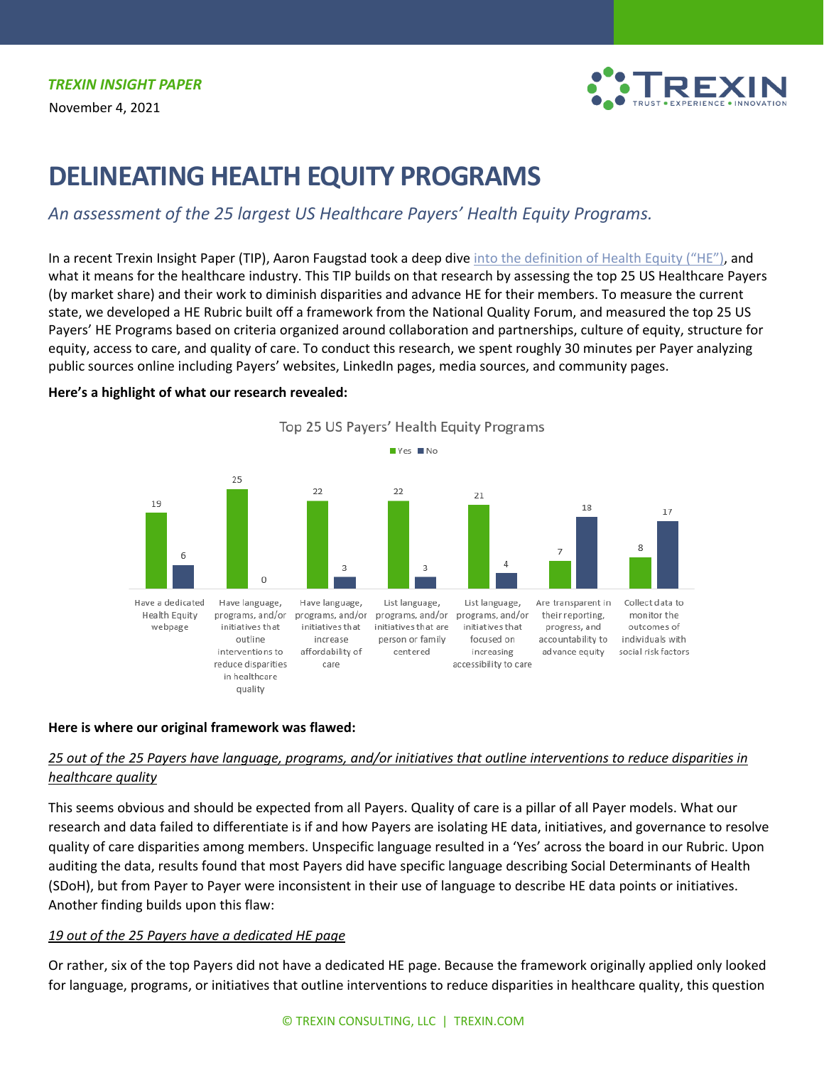***TREXIN INSIGHT PAPER***

November 4, 2021

# DELINEATING HEALTH EQUITY PROGRAMS

*An assessment of the 25 largest US Healthcare Payers' Health Equity Programs.*

In a recent Trexin Insight Paper (TIP), Aaron Faugstad took a deep dive into the definition of Health Equity ("HE"), and what it means for the healthcare industry. This TIP builds on that research by assessing the top 25 US Healthcare Payers (by market share) and their work to diminish disparities and advance HE for their members. To measure the current state, we developed a HE Rubric built off a framework from the National Quality Forum, and measured the top 25 US Payers' HE Programs based on criteria organized around collaboration and partnerships, culture of equity, structure for equity, access to care, and quality of care. To conduct this research, we spent roughly 30 minutes per Payer analyzing public sources online including Payers' websites, LinkedIn pages, media sources, and community pages.

**Here's a highlight of what our research revealed:**

Top 25 US Payers' Health Equity Programs

| | Yes | No |
|---|---|---|
| Have a dedicated Health Equity webpage | 19 | 6 |
| Have language, programs, and/or initiatives that outline interventions to reduce disparities in healthcare quality | 25 | 0 |
| Have language, programs, and/or initiatives that increase affordability of care | 22 | 3 |
| List language, programs, and/or initiatives that are person or family centered | 22 | 3 |
| List language, programs, and/or initiatives that focused on increasing accessibility to care | 21 | 4 |
| Are transparent in their reporting, progress, and accountability to advance equity | 7 | 18 |
| Collect data to monitor the outcomes of individuals with social risk factors | 8 | 17 |

**Here is where our original framework was flawed:**

*25 out of the 25 Payers have language, programs, and/or initiatives that outline interventions to reduce disparities in healthcare quality*

This seems obvious and should be expected from all Payers. Quality of care is a pillar of all Payer models. What our research and data failed to differentiate is if and how Payers are isolating HE data, initiatives, and governance to resolve quality of care disparities among members. Unspecific language resulted in a 'Yes' across the board in our Rubric. Upon auditing the data, results found that most Payers did have specific language describing Social Determinants of Health (SDoH), but from Payer to Payer were inconsistent in their use of language to describe HE data points or initiatives. Another finding builds upon this flaw:

*19 out of the 25 Payers have a dedicated HE page*

Or rather, six of the top Payers did not have a dedicated HE page. Because the framework originally applied only looked for language, programs, or initiatives that outline interventions to reduce disparities in healthcare quality, this question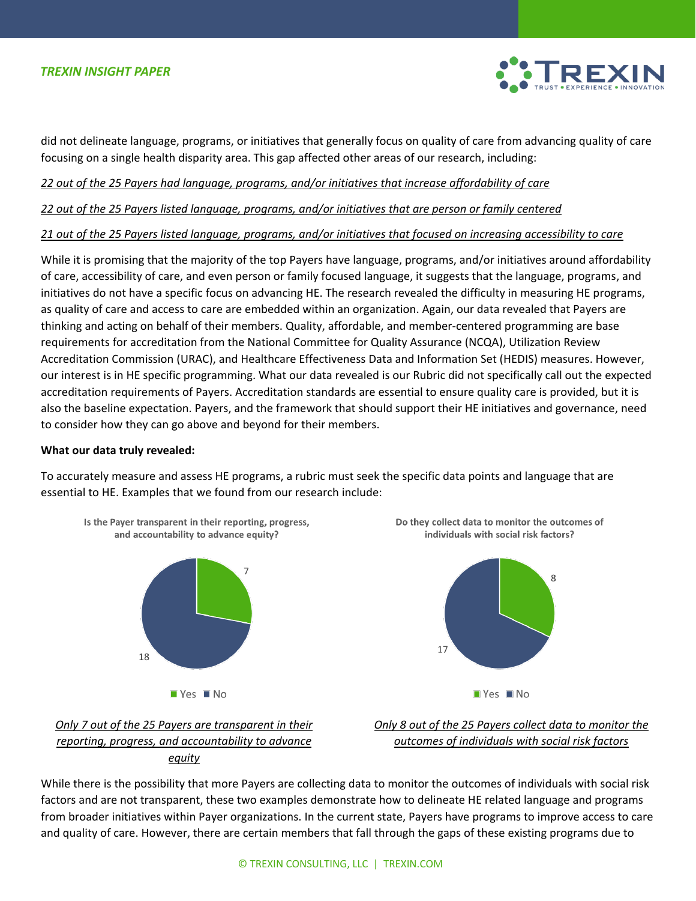did not delineate language, programs, or initiatives that generally focus on quality of care from advancing quality of care focusing on a single health disparity area. This gap affected other areas of our research, including:

*22 out of the 25 Payers had language, programs, and/or initiatives that increase affordability of care*

*22 out of the 25 Payers listed language, programs, and/or initiatives that are person or family centered*

*21 out of the 25 Payers listed language, programs, and/or initiatives that focused on increasing accessibility to care*

While it is promising that the majority of the top Payers have language, programs, and/or initiatives around affordability of care, accessibility of care, and even person or family focused language, it suggests that the language, programs, and initiatives do not have a specific focus on advancing HE. The research revealed the difficulty in measuring HE programs, as quality of care and access to care are embedded within an organization. Again, our data revealed that Payers are thinking and acting on behalf of their members. Quality, affordable, and member-centered programming are base requirements for accreditation from the National Committee for Quality Assurance (NCQA), Utilization Review Accreditation Commission (URAC), and Healthcare Effectiveness Data and Information Set (HEDIS) measures. However, our interest is in HE specific programming. What our data revealed is our Rubric did not specifically call out the expected accreditation requirements of Payers. Accreditation standards are essential to ensure quality care is provided, but it is also the baseline expectation. Payers, and the framework that should support their HE initiatives and governance, need to consider how they can go above and beyond for their members.

**What our data truly revealed:**

To accurately measure and assess HE programs, a rubric must seek the specific data points and language that are essential to HE. Examples that we found from our research include:

Is the Payer transparent in their reporting, progress, and accountability to advance equity?

| Response | Count |
| --- | --- |
| Yes | 7 |
| No | 18 |

*Only 7 out of the 25 Payers are transparent in their reporting, progress, and accountability to advance equity*

Do they collect data to monitor the outcomes of individuals with social risk factors?

| Response | Count |
| --- | --- |
| Yes | 8 |
| No | 17 |

*Only 8 out of the 25 Payers collect data to monitor the outcomes of individuals with social risk factors*

While there is the possibility that more Payers are collecting data to monitor the outcomes of individuals with social risk factors and are not transparent, these two examples demonstrate how to delineate HE related language and programs from broader initiatives within Payer organizations. In the current state, Payers have programs to improve access to care and quality of care. However, there are certain members that fall through the gaps of these existing programs due to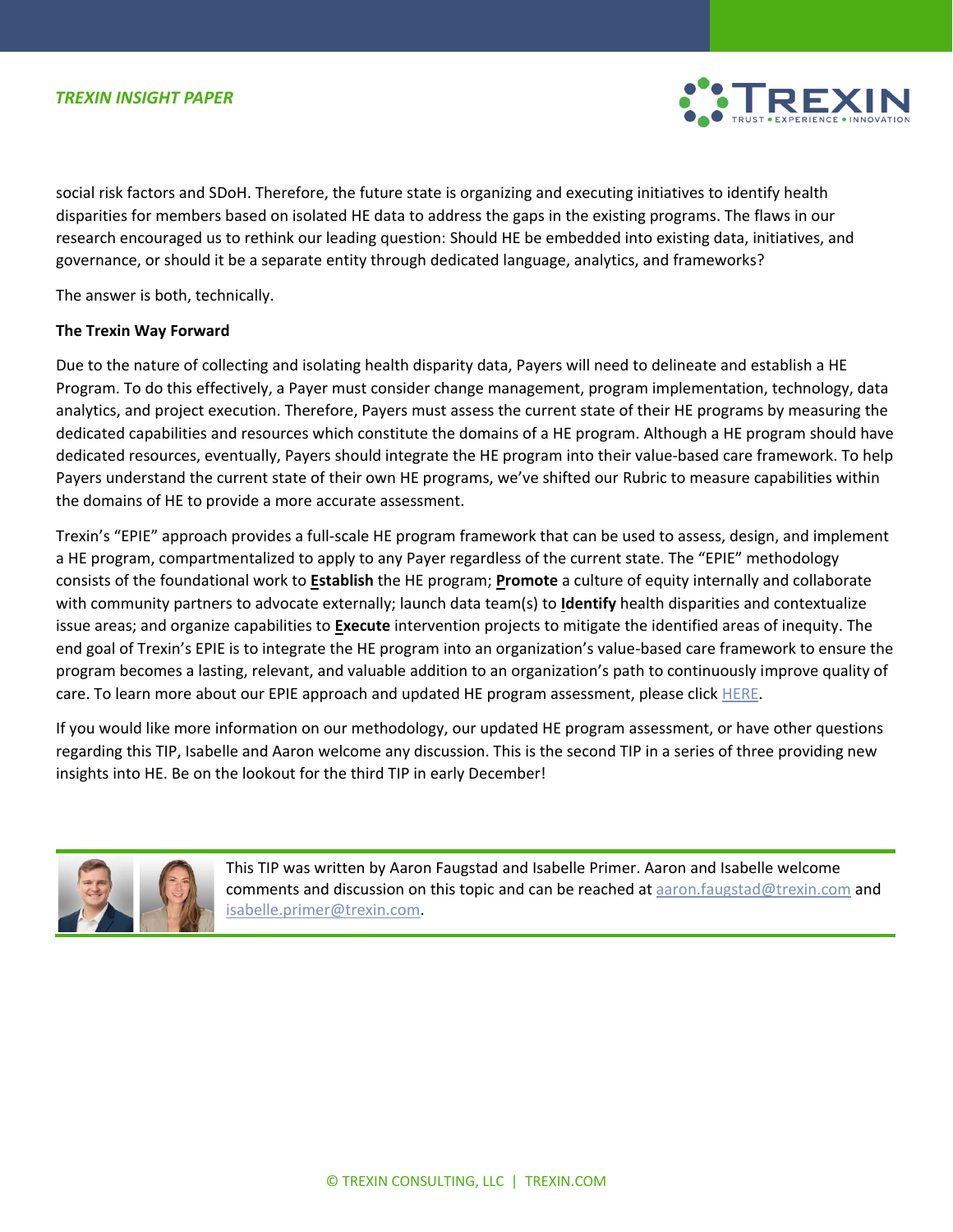social risk factors and SDoH. Therefore, the future state is organizing and executing initiatives to identify health disparities for members based on isolated HE data to address the gaps in the existing programs. The flaws in our research encouraged us to rethink our leading question: Should HE be embedded into existing data, initiatives, and governance, or should it be a separate entity through dedicated language, analytics, and frameworks?

The answer is both, technically.

**The Trexin Way Forward**

Due to the nature of collecting and isolating health disparity data, Payers will need to delineate and establish a HE Program. To do this effectively, a Payer must consider change management, program implementation, technology, data analytics, and project execution. Therefore, Payers must assess the current state of their HE programs by measuring the dedicated capabilities and resources which constitute the domains of a HE program. Although a HE program should have dedicated resources, eventually, Payers should integrate the HE program into their value-based care framework. To help Payers understand the current state of their own HE programs, we've shifted our Rubric to measure capabilities within the domains of HE to provide a more accurate assessment.

Trexin's "EPIE" approach provides a full-scale HE program framework that can be used to assess, design, and implement a HE program, compartmentalized to apply to any Payer regardless of the current state. The "EPIE" methodology consists of the foundational work to **Establish** the HE program; **Promote** a culture of equity internally and collaborate with community partners to advocate externally; launch data team(s) to **Identify** health disparities and contextualize issue areas; and organize capabilities to **Execute** intervention projects to mitigate the identified areas of inequity. The end goal of Trexin's EPIE is to integrate the HE program into an organization's value-based care framework to ensure the program becomes a lasting, relevant, and valuable addition to an organization's path to continuously improve quality of care. To learn more about our EPIE approach and updated HE program assessment, please click HERE.

If you would like more information on our methodology, our updated HE program assessment, or have other questions regarding this TIP, Isabelle and Aaron welcome any discussion. This is the second TIP in a series of three providing new insights into HE. Be on the lookout for the third TIP in early December!

This TIP was written by Aaron Faugstad and Isabelle Primer. Aaron and Isabelle welcome comments and discussion on this topic and can be reached at aaron.faugstad@trexin.com and isabelle.primer@trexin.com.